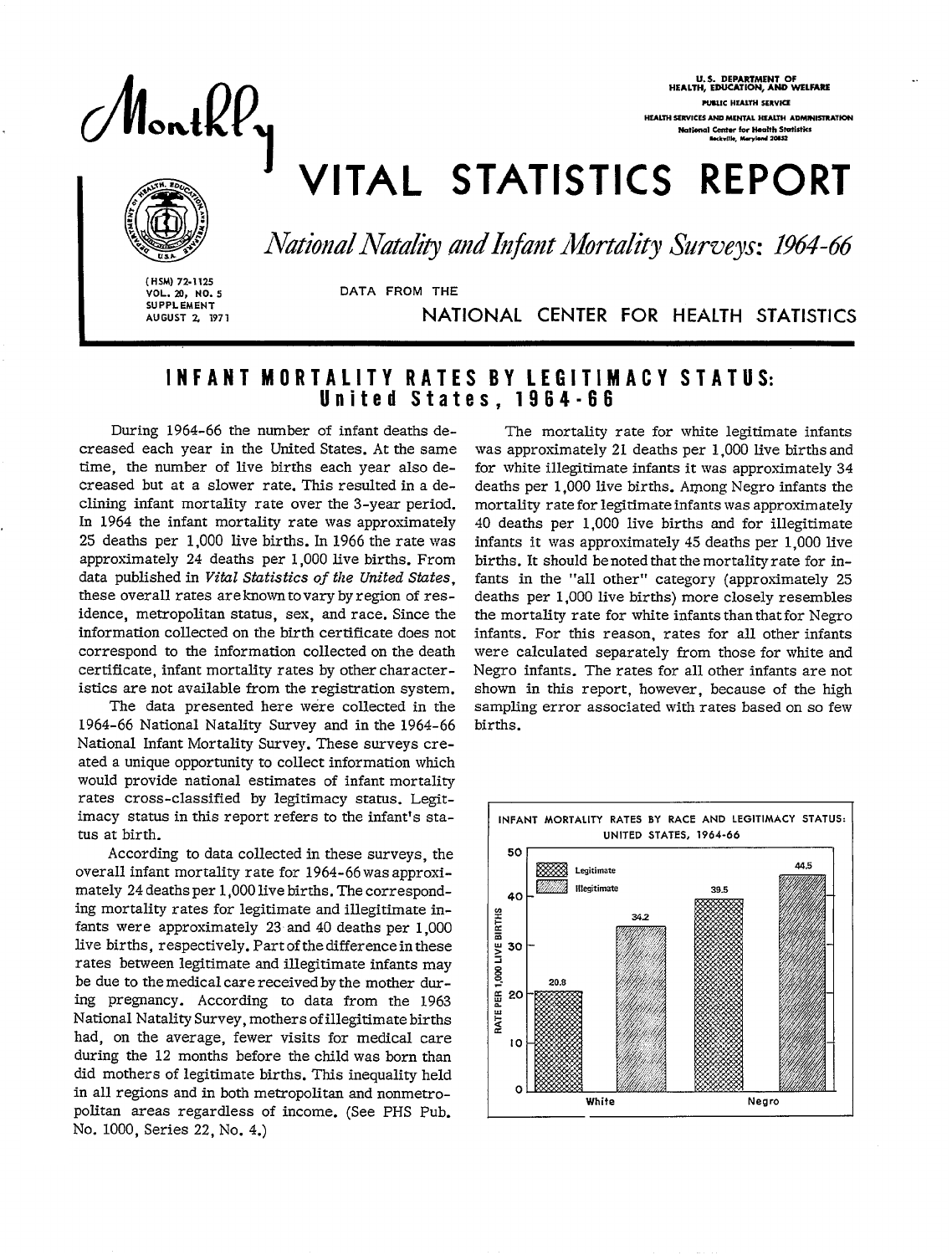# Monthly VITAL STATISTICS REPORT

U.S. DEPARTMENT OF HEALTH, EDUCATION, AND WELFARE
PUBLIC HEALTH SERVICE
HEALTH SERVICES AND MENTAL HEALTH ADMINISTRATION
National Center for Health Statistics
Rockville, Maryland 20852

*National Natality and Infant Mortality Surveys: 1964-66*

(HSM) 72-1125
VOL. 20, NO. 5
SUPPLEMENT
AUGUST 2, 1971

DATA FROM THE NATIONAL CENTER FOR HEALTH STATISTICS

## INFANT MORTALITY RATES BY LEGITIMACY STATUS: United States, 1964-66

During 1964-66 the number of infant deaths decreased each year in the United States. At the same time, the number of live births each year also decreased but at a slower rate. This resulted in a declining infant mortality rate over the 3-year period. In 1964 the infant mortality rate was approximately 25 deaths per 1,000 live births. In 1966 the rate was approximately 24 deaths per 1,000 live births. From data published in *Vital Statistics of the United States*, these overall rates are known to vary by region of residence, metropolitan status, sex, and race. Since the information collected on the birth certificate does not correspond to the information collected on the death certificate, infant mortality rates by other characteristics are not available from the registration system.

The data presented here were collected in the 1964-66 National Natality Survey and in the 1964-66 National Infant Mortality Survey. These surveys created a unique opportunity to collect information which would provide national estimates of infant mortality rates cross-classified by legitimacy status. Legitimacy status in this report refers to the infant's status at birth.

According to data collected in these surveys, the overall infant mortality rate for 1964-66 was approximately 24 deaths per 1,000 live births. The corresponding mortality rates for legitimate and illegitimate infants were approximately 23 and 40 deaths per 1,000 live births, respectively. Part of the difference in these rates between legitimate and illegitimate infants may be due to the medical care received by the mother during pregnancy. According to data from the 1963 National Natality Survey, mothers of illegitimate births had, on the average, fewer visits for medical care during the 12 months before the child was born than did mothers of legitimate births. This inequality held in all regions and in both metropolitan and nonmetropolitan areas regardless of income. (See PHS Pub. No. 1000, Series 22, No. 4.)

The mortality rate for white legitimate infants was approximately 21 deaths per 1,000 live births and for white illegitimate infants it was approximately 34 deaths per 1,000 live births. Among Negro infants the mortality rate for legitimate infants was approximately 40 deaths per 1,000 live births and for illegitimate infants it was approximately 45 deaths per 1,000 live births. It should be noted that the mortality rate for infants in the "all other" category (approximately 25 deaths per 1,000 live births) more closely resembles the mortality rate for white infants than that for Negro infants. For this reason, rates for all other infants were calculated separately from those for white and Negro infants. The rates for all other infants are not shown in this report, however, because of the high sampling error associated with rates based on so few births.

INFANT MORTALITY RATES BY RACE AND LEGITIMACY STATUS: UNITED STATES, 1964-66

| Race | Legitimate | Illegitimate |
|---|---|---|
| White | 20.8 | 34.2 |
| Negro | 39.5 | 44.5 |

(Rate per 1,000 live births)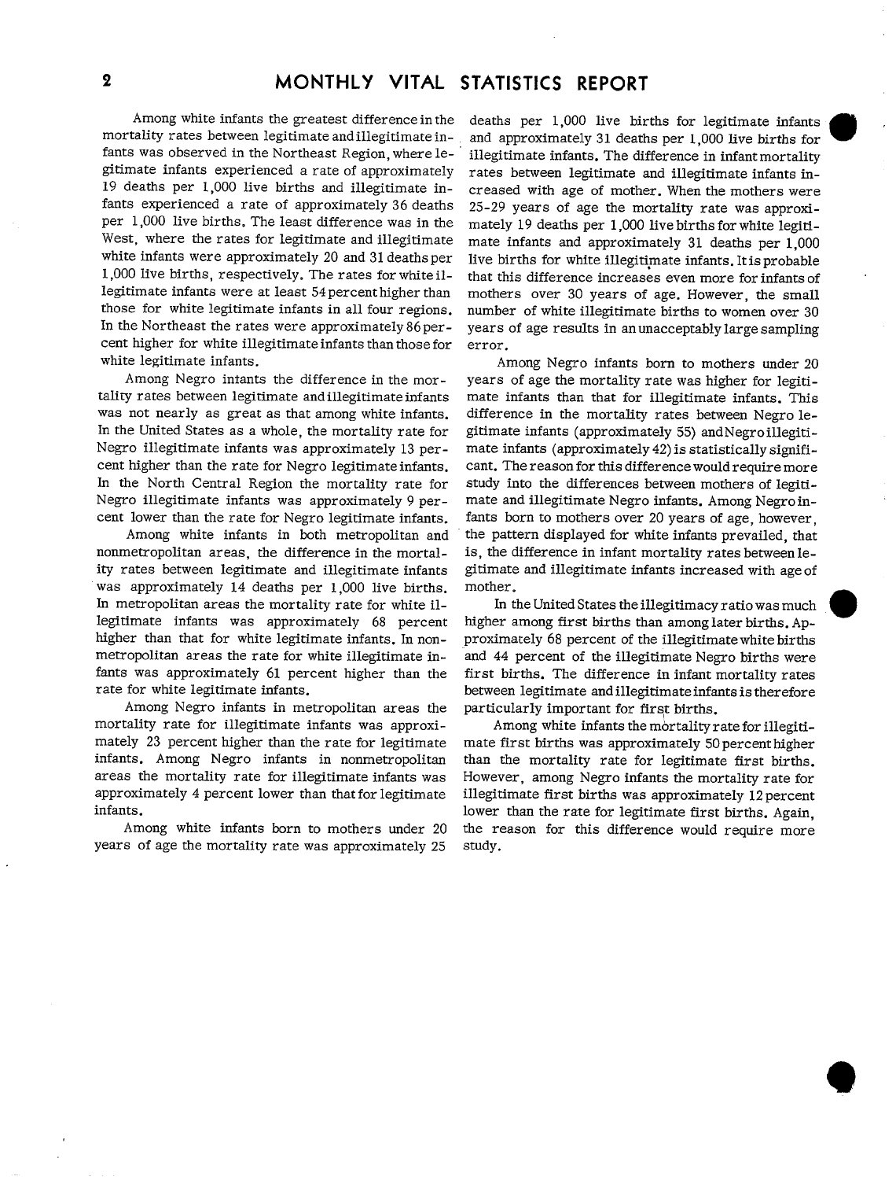Among white infants the greatest difference in the mortality rates between legitimate and illegitimate infants was observed in the Northeast Region, where legitimate infants experienced a rate of approximately 19 deaths per 1,000 live births and illegitimate infants experienced a rate of approximately 36 deaths per 1,000 live births. The least difference was in the West, where the rates for legitimate and illegitimate white infants were approximately 20 and 31 deaths per 1,000 live births, respectively. The rates for white illegitimate infants were at least 54 percent higher than those for white legitimate infants in all four regions. In the Northeast the rates were approximately 86 percent higher for white illegitimate infants than those for white legitimate infants.

Among Negro intants the difference in the mortality rates between legitimate and illegitimate infants was not nearly as great as that among white infants. In the United States as a whole, the mortality rate for Negro illegitimate infants was approximately 13 percent higher than the rate for Negro legitimate infants. In the North Central Region the mortality rate for Negro illegitimate infants was approximately 9 percent lower than the rate for Negro legitimate infants.

Among white infants in both metropolitan and nonmetropolitan areas, the difference in the mortality rates between legitimate and illegitimate infants was approximately 14 deaths per 1,000 live births. In metropolitan areas the mortality rate for white illegitimate infants was approximately 68 percent higher than that for white legitimate infants. In nonmetropolitan areas the rate for white illegitimate infants was approximately 61 percent higher than the rate for white legitimate infants.

Among Negro infants in metropolitan areas the mortality rate for illegitimate infants was approximately 23 percent higher than the rate for legitimate infants. Among Negro infants in nonmetropolitan areas the mortality rate for illegitimate infants was approximately 4 percent lower than that for legitimate infants.

Among white infants born to mothers under 20 years of age the mortality rate was approximately 25 deaths per 1,000 live births for legitimate infants and approximately 31 deaths per 1,000 live births for illegitimate infants. The difference in infant mortality rates between legitimate and illegitimate infants increased with age of mother. When the mothers were 25-29 years of age the mortality rate was approximately 19 deaths per 1,000 live births for white legitimate infants and approximately 31 deaths per 1,000 live births for white illegitimate infants. It is probable that this difference increases even more for infants of mothers over 30 years of age. However, the small number of white illegitimate births to women over 30 years of age results in an unacceptably large sampling error.

Among Negro infants born to mothers under 20 years of age the mortality rate was higher for legitimate infants than that for illegitimate infants. This difference in the mortality rates between Negro legitimate infants (approximately 55) and Negro illegitimate infants (approximately 42) is statistically significant. The reason for this difference would require more study into the differences between mothers of legitimate and illegitimate Negro infants. Among Negro infants born to mothers over 20 years of age, however, the pattern displayed for white infants prevailed, that is, the difference in infant mortality rates between legitimate and illegitimate infants increased with age of mother.

In the United States the illegitimacy ratio was much higher among first births than among later births. Approximately 68 percent of the illegitimate white births and 44 percent of the illegitimate Negro births were first births. The difference in infant mortality rates between legitimate and illegitimate infants is therefore particularly important for first births.

Among white infants the mortality rate for illegitimate first births was approximately 50 percent higher than the mortality rate for legitimate first births. However, among Negro infants the mortality rate for illegitimate first births was approximately 12 percent lower than the rate for legitimate first births. Again, the reason for this difference would require more study.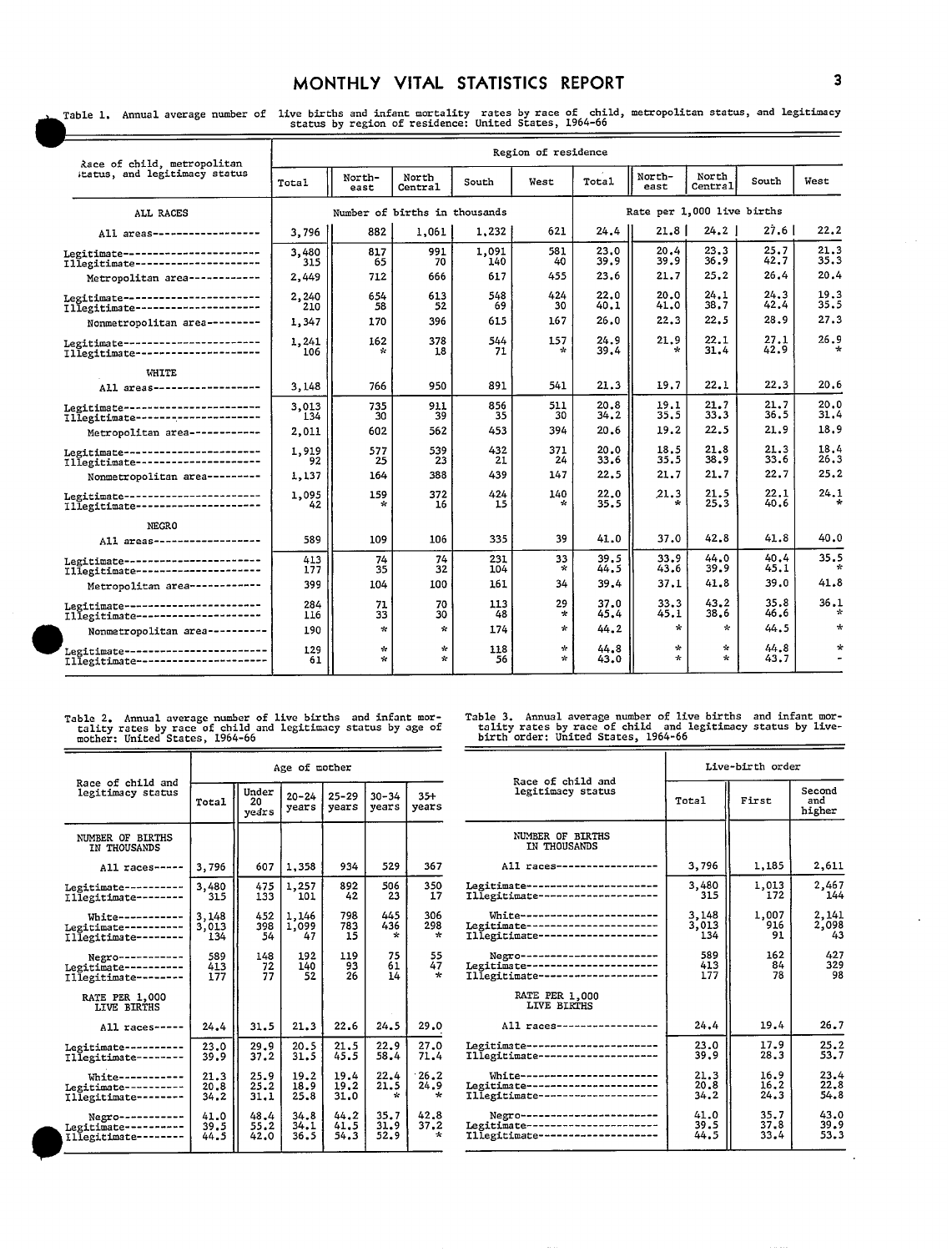Table 1. Annual average number of live births and infant mortality rates by race of child, metropolitan status, and legitimacy status by region of residence: United States, 1964-66

| Race of child, metropolitan status, and legitimacy status | Total | Northeast | North Central | South | West | Total | Northeast | North Central | South | West |
|---|---|---|---|---|---|---|---|---|---|---|
| | Number of births in thousands | | | | | Rate per 1,000 live births | | | | |
| **ALL RACES** | | | | | | | | | | |
| All areas | 3,796 | 882 | 1,061 | 1,232 | 621 | 24.4 | 21.8 | 24.2 | 27.6 | 22.2 |
| Legitimate | 3,480 | 817 | 991 | 1,091 | 581 | 23.0 | 20.4 | 23.3 | 25.7 | 21.3 |
| Illegitimate | 315 | 65 | 70 | 140 | 40 | 39.9 | 39.9 | 36.9 | 42.7 | 35.3 |
| Metropolitan area | 2,449 | 712 | 666 | 617 | 455 | 23.6 | 21.7 | 25.2 | 26.4 | 20.4 |
| Legitimate | 2,240 | 654 | 613 | 548 | 424 | 22.0 | 20.0 | 24.1 | 24.3 | 19.3 |
| Illegitimate | 210 | 58 | 52 | 69 | 30 | 40.1 | 41.0 | 38.7 | 42.4 | 35.5 |
| Nonmetropolitan area | 1,347 | 170 | 396 | 615 | 167 | 26.0 | 22.3 | 22.5 | 28.9 | 27.3 |
| Legitimate | 1,241 | 162 | 378 | 544 | 157 | 24.9 | 21.9 | 22.1 | 27.1 | 26.9 |
| Illegitimate | 106 | * | 18 | 71 | * | 39.4 | * | 31.4 | 42.9 | * |
| **WHITE** | | | | | | | | | | |
| All areas | 3,148 | 766 | 950 | 891 | 541 | 21.3 | 19.7 | 22.1 | 22.3 | 20.6 |
| Legitimate | 3,013 | 735 | 911 | 856 | 511 | 20.8 | 19.1 | 21.7 | 21.7 | 20.0 |
| Illegitimate | 134 | 30 | 39 | 35 | 30 | 34.2 | 35.5 | 33.3 | 36.5 | 31.4 |
| Metropolitan area | 2,011 | 602 | 562 | 453 | 394 | 20.6 | 19.2 | 22.5 | 21.9 | 18.9 |
| Legitimate | 1,919 | 577 | 539 | 432 | 371 | 20.0 | 18.5 | 21.8 | 21.3 | 18.4 |
| Illegitimate | 92 | 25 | 23 | 21 | 24 | 33.6 | 35.5 | 38.9 | 33.6 | 26.3 |
| Nonmetropolitan area | 1,137 | 164 | 388 | 439 | 147 | 22.5 | 21.7 | 21.7 | 22.7 | 25.2 |
| Legitimate | 1,095 | 159 | 372 | 424 | 140 | 22.0 | 21.3 | 21.5 | 22.1 | 24.1 |
| Illegitimate | 42 | * | 16 | 15 | * | 35.5 | * | 25.3 | 40.6 | * |
| **NEGRO** | | | | | | | | | | |
| All areas | 589 | 109 | 106 | 335 | 39 | 41.0 | 37.0 | 42.8 | 41.8 | 40.0 |
| Legitimate | 413 | 74 | 74 | 231 | 33 | 39.5 | 33.9 | 44.0 | 40.4 | 35.5 |
| Illegitimate | 177 | 35 | 32 | 104 | * | 44.5 | 43.6 | 39.9 | 45.1 | * |
| Metropolitan area | 399 | 104 | 100 | 161 | 34 | 39.4 | 37.1 | 41.8 | 39.0 | 41.8 |
| Legitimate | 284 | 71 | 70 | 113 | 29 | 37.0 | 33.3 | 43.2 | 35.8 | 36.1 |
| Illegitimate | 116 | 33 | 30 | 48 | * | 45.4 | 45.1 | 38.6 | 46.6 | * |
| Nonmetropolitan area | 190 | * | * | 174 | * | 44.2 | * | * | 44.5 | * |
| Legitimate | 129 | * | * | 118 | * | 44.8 | * | * | 44.8 | * |
| Illegitimate | 61 | * | * | 56 | * | 43.0 | * | * | 43.7 | - |

Table 2. Annual average number of live births and infant mortality rates by race of child and legitimacy status by age of mother: United States, 1964-66

| Race of child and legitimacy status | Total | Under 20 years | 20-24 years | 25-29 years | 30-34 years | 35+ years |
|---|---|---|---|---|---|---|
| **NUMBER OF BIRTHS IN THOUSANDS** | | | | | | |
| All races | 3,796 | 607 | 1,358 | 934 | 529 | 367 |
| Legitimate | 3,480 | 475 | 1,257 | 892 | 506 | 350 |
| Illegitimate | 315 | 133 | 101 | 42 | 23 | 17 |
| White | 3,148 | 452 | 1,146 | 798 | 445 | 306 |
| Legitimate | 3,013 | 398 | 1,099 | 783 | 436 | 298 |
| Illegitimate | 134 | 54 | 47 | 15 | * | * |
| Negro | 589 | 148 | 192 | 119 | 75 | 55 |
| Legitimate | 413 | 72 | 140 | 93 | 61 | 47 |
| Illegitimate | 177 | 77 | 52 | 26 | 14 | * |
| **RATE PER 1,000 LIVE BIRTHS** | | | | | | |
| All races | 24.4 | 31.5 | 21.3 | 22.6 | 24.5 | 29.0 |
| Legitimate | 23.0 | 29.9 | 20.5 | 21.5 | 22.9 | 27.0 |
| Illegitimate | 39.9 | 37.2 | 31.5 | 45.5 | 58.4 | 71.4 |
| White | 21.3 | 25.9 | 19.2 | 19.4 | 22.4 | 26.2 |
| Legitimate | 20.8 | 25.2 | 18.9 | 19.2 | 21.5 | 24.9 |
| Illegitimate | 34.2 | 31.1 | 25.8 | 31.0 | * | * |
| Negro | 41.0 | 48.4 | 34.8 | 44.2 | 35.7 | 42.8 |
| Legitimate | 39.5 | 55.2 | 34.1 | 41.5 | 31.9 | 37.2 |
| Illegitimate | 44.5 | 42.0 | 36.5 | 54.3 | 52.9 | * |

Table 3. Annual average number of live births and infant mortality rates by race of child and legitimacy status by live-birth order: United States, 1964-66

| Race of child and legitimacy status | Total | First | Second and higher |
|---|---|---|---|
| **NUMBER OF BIRTHS IN THOUSANDS** | | | |
| All races | 3,796 | 1,185 | 2,611 |
| Legitimate | 3,480 | 1,013 | 2,467 |
| Illegitimate | 315 | 172 | 144 |
| White | 3,148 | 1,007 | 2,141 |
| Legitimate | 3,013 | 916 | 2,098 |
| Illegitimate | 134 | 91 | 43 |
| Negro | 589 | 162 | 427 |
| Legitimate | 413 | 84 | 329 |
| Illegitimate | 177 | 78 | 98 |
| **RATE PER 1,000 LIVE BIRTHS** | | | |
| All races | 24.4 | 19.4 | 26.7 |
| Legitimate | 23.0 | 17.9 | 25.2 |
| Illegitimate | 39.9 | 28.3 | 53.7 |
| White | 21.3 | 16.9 | 23.4 |
| Legitimate | 20.8 | 16.2 | 22.8 |
| Illegitimate | 34.2 | 24.3 | 54.8 |
| Negro | 41.0 | 35.7 | 43.0 |
| Legitimate | 39.5 | 37.8 | 39.9 |
| Illegitimate | 44.5 | 33.4 | 53.3 |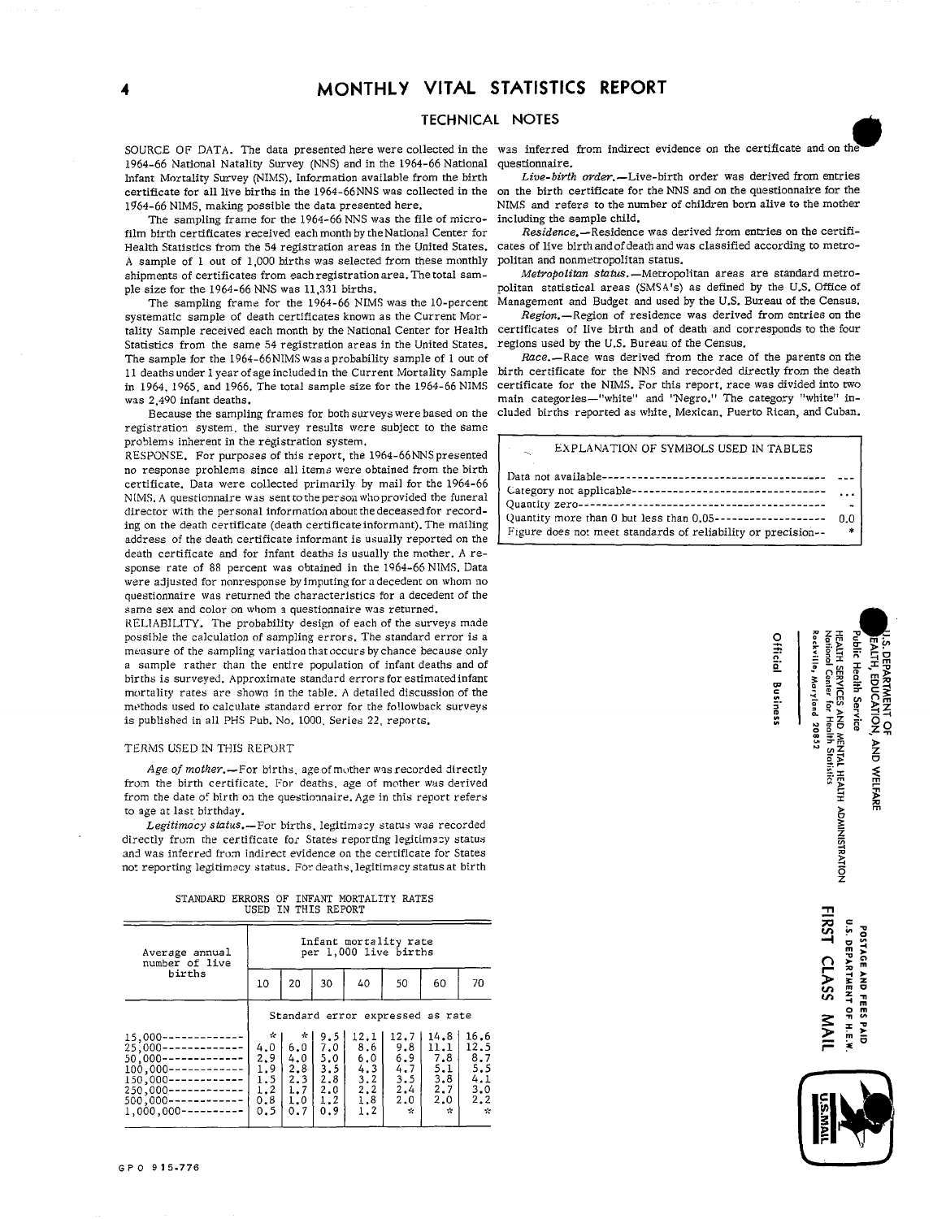# TECHNICAL NOTES

SOURCE OF DATA. The data presented here were collected in the 1964-66 National Natality Survey (NNS) and in the 1964-66 National Infant Mortality Survey (NIMS). Information available from the birth certificate for all live births in the 1964-66NNS was collected in the 1964-66 NIMS, making possible the data presented here.

The sampling frame for the 1964-66 NNS was the file of microfilm birth certificates received each month by the National Center for Health Statistics from the 54 registration areas in the United States. A sample of 1 out of 1,000 births was selected from these monthly shipments of certificates from each registration area. The total sample size for the 1964-66 NNS was 11,331 births.

The sampling frame for the 1964-66 NIMS was the 10-percent systematic sample of death certificates known as the Current Mortality Sample received each month by the National Center for Health Statistics from the same 54 registration areas in the United States. The sample for the 1964-66NIMS was a probability sample of 1 out of 11 deaths under 1 year of age included in the Current Mortality Sample in 1964, 1965, and 1966. The total sample size for the 1964-66 NIMS was 2,490 infant deaths.

Because the sampling frames for both surveys were based on the registration system, the survey results were subject to the same problems inherent in the registration system.

RESPONSE. For purposes of this report, the 1964-66NNS presented no response problems since all items were obtained from the birth certificate. Data were collected primarily by mail for the 1964-66 NIMS. A questionnaire was sent to the person who provided the funeral director with the personal information about the deceased for recording on the death certificate (death certificate informant). The mailing address of the death certificate informant is usually reported on the death certificate and for infant deaths is usually the mother. A response rate of 88 percent was obtained in the 1964-66 NIMS. Data were adjusted for nonresponse by imputing for a decedent on whom no questionnaire was returned the characteristics for a decedent of the same sex and color on whom a questionnaire was returned.

RELIABILITY. The probability design of each of the surveys made possible the calculation of sampling errors. The standard error is a measure of the sampling variation that occurs by chance because only a sample rather than the entire population of infant deaths and of births is surveyed. Approximate standard errors for estimated infant mortality rates are shown in the table. A detailed discussion of the methods used to calculate standard error for the followback surveys is published in all PHS Pub. No. 1000, Series 22, reports.

## TERMS USED IN THIS REPORT

*Age of mother.*—For births, age of mother was recorded directly from the birth certificate. For deaths, age of mother was derived from the date of birth on the questionnaire. Age in this report refers to age at last birthday.

*Legitimacy status.*—For births, legitimacy status was recorded directly from the certificate for States reporting legitimacy status and was inferred from indirect evidence on the certificate for States not reporting legitimacy status. For deaths, legitimacy status at birth was inferred from indirect evidence on the certificate and on the questionnaire.

*Live-birth order.*—Live-birth order was derived from entries on the birth certificate for the NNS and on the questionnaire for the NIMS and refers to the number of children born alive to the mother including the sample child.

*Residence.*—Residence was derived from entries on the certificates of live birth and of death and was classified according to metropolitan and nonmetropolitan status.

*Metropolitan status.*—Metropolitan areas are standard metropolitan statistical areas (SMSA's) as defined by the U.S. Office of Management and Budget and used by the U.S. Bureau of the Census.

*Region.*—Region of residence was derived from entries on the certificates of live birth and of death and corresponds to the four regions used by the U.S. Bureau of the Census.

*Race.*—Race was derived from the race of the parents on the birth certificate for the NNS and recorded directly from the death certificate for the NIMS. For this report, race was divided into two main categories—"white" and "Negro." The category "white" included births reported as white, Mexican, Puerto Rican, and Cuban.

STANDARD ERRORS OF INFANT MORTALITY RATES USED IN THIS REPORT

| Average annual number of live births | Infant mortality rate per 1,000 live births | | | | | | |
|---|---|---|---|---|---|---|---|
| | 10 | 20 | 30 | 40 | 50 | 60 | 70 |
| | Standard error expressed as rate | | | | | | |
| 15,000 | * | * | 9.5 | 12.1 | 12.7 | 14.8 | 16.6 |
| 25,000 | 4.0 | 6.0 | 7.0 | 8.6 | 9.8 | 11.1 | 12.5 |
| 50,000 | 2.9 | 4.0 | 5.0 | 6.0 | 6.9 | 7.8 | 8.7 |
| 100,000 | 1.9 | 2.8 | 3.5 | 4.3 | 4.7 | 5.1 | 5.5 |
| 150,000 | 1.5 | 2.3 | 2.8 | 3.2 | 3.5 | 3.8 | 4.1 |
| 250,000 | 1.2 | 1.7 | 2.0 | 2.2 | 2.4 | 2.7 | 3.0 |
| 500,000 | 0.8 | 1.0 | 1.2 | 1.8 | 2.0 | 2.0 | 2.2 |
| 1,000,000 | 0.5 | 0.7 | 0.9 | 1.2 | * | * | * |

EXPLANATION OF SYMBOLS USED IN TABLES

| | |
|---|---|
| Data not available | --- |
| Category not applicable | ... |
| Quantity zero | - |
| Quantity more than 0 but less than 0.05 | 0.0 |
| Figure does not meet standards of reliability or precision | * |

U.S. DEPARTMENT OF HEALTH, EDUCATION, AND WELFARE
Public Health Service
HEALTH SERVICES AND MENTAL HEALTH ADMINISTRATION
National Center for Health Statistics
Rockville, Maryland 20852

Official Business

POSTAGE AND FEES PAID
U.S. DEPARTMENT OF H.E.W.

FIRST CLASS MAIL

GPO 915-776